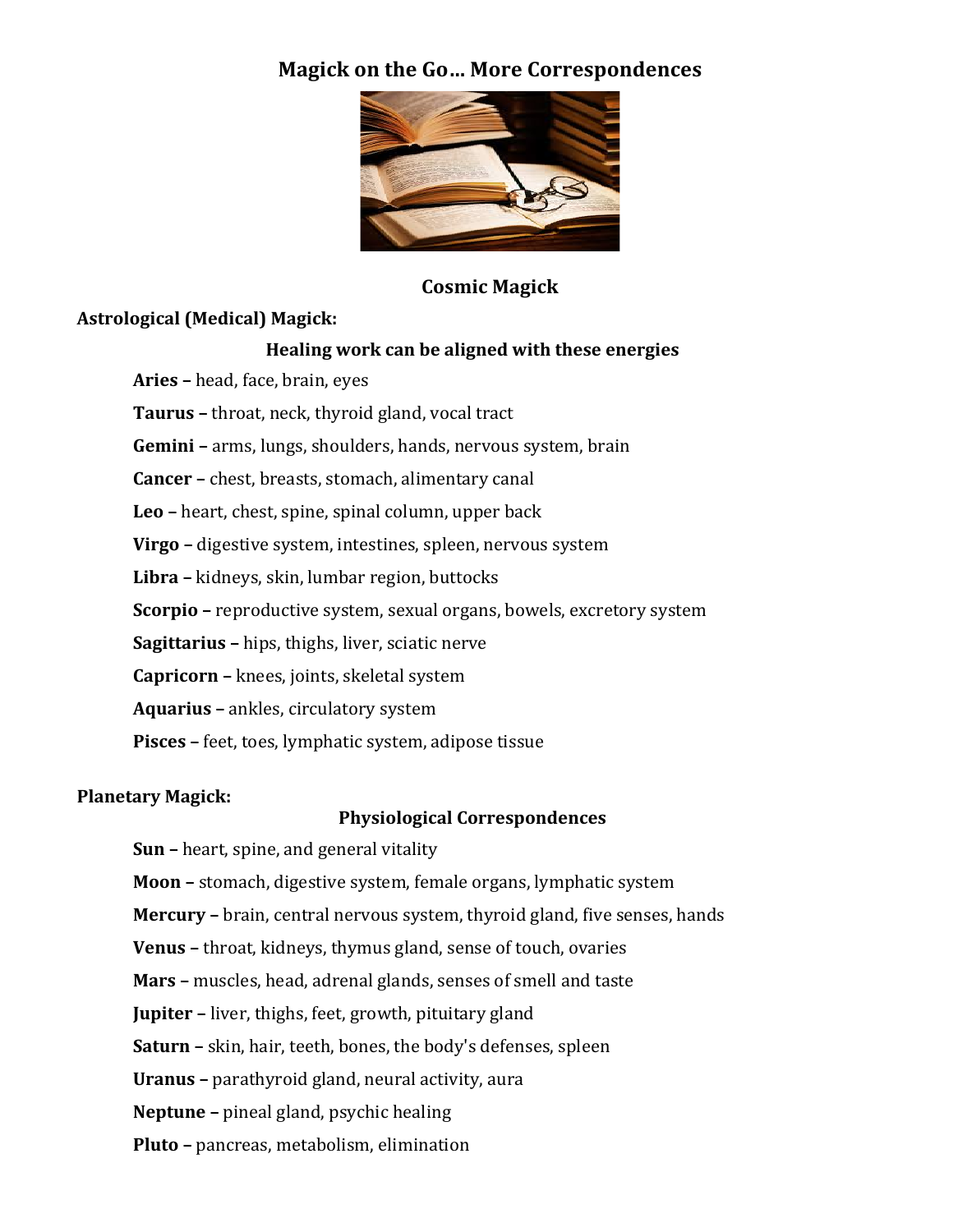# Magick on the Go… More Correspondences

## Cosmic Magick

### Astrological (Medical) Magick:

**Healing work can be aligned with these energies**

- **Aries –** head, face, brain, eyes
- **Taurus –** throat, neck, thyroid gland, vocal tract
- **Gemini –** arms, lungs, shoulders, hands, nervous system, brain
- **Cancer –** chest, breasts, stomach, alimentary canal
- **Leo –** heart, chest, spine, spinal column, upper back
- **Virgo –** digestive system, intestines, spleen, nervous system
- **Libra –** kidneys, skin, lumbar region, buttocks
- **Scorpio –** reproductive system, sexual organs, bowels, excretory system
- **Sagittarius –** hips, thighs, liver, sciatic nerve
- **Capricorn –** knees, joints, skeletal system
- **Aquarius –** ankles, circulatory system
- **Pisces –** feet, toes, lymphatic system, adipose tissue

### Planetary Magick:

**Physiological Correspondences**

- **Sun –** heart, spine, and general vitality
- **Moon –** stomach, digestive system, female organs, lymphatic system
- **Mercury –** brain, central nervous system, thyroid gland, five senses, hands
- **Venus –** throat, kidneys, thymus gland, sense of touch, ovaries
- **Mars –** muscles, head, adrenal glands, senses of smell and taste
- **Jupiter –** liver, thighs, feet, growth, pituitary gland
- **Saturn –** skin, hair, teeth, bones, the body's defenses, spleen
- **Uranus –** parathyroid gland, neural activity, aura
- **Neptune –** pineal gland, psychic healing
- **Pluto –** pancreas, metabolism, elimination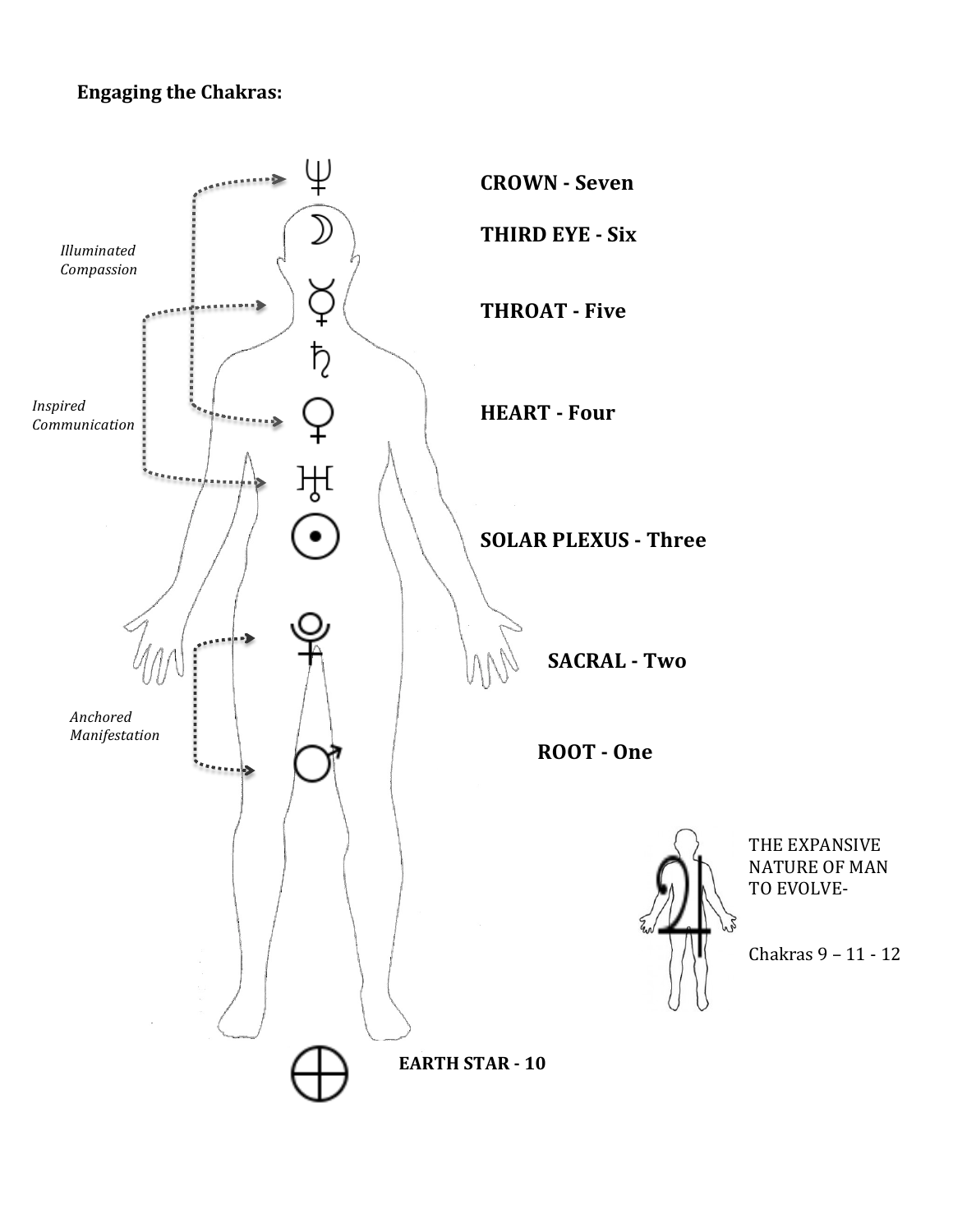**Engaging the Chakras:**

CROWN - Seven

THIRD EYE - Six

*Illuminated Compassion*

THROAT - Five

*Inspired Communication*

HEART - Four

SOLAR PLEXUS - Three

SACRAL - Two

*Anchored Manifestation*

ROOT - One

THE EXPANSIVE NATURE OF MAN TO EVOLVE-

Chakras 9 – 11 - 12

EARTH STAR - 10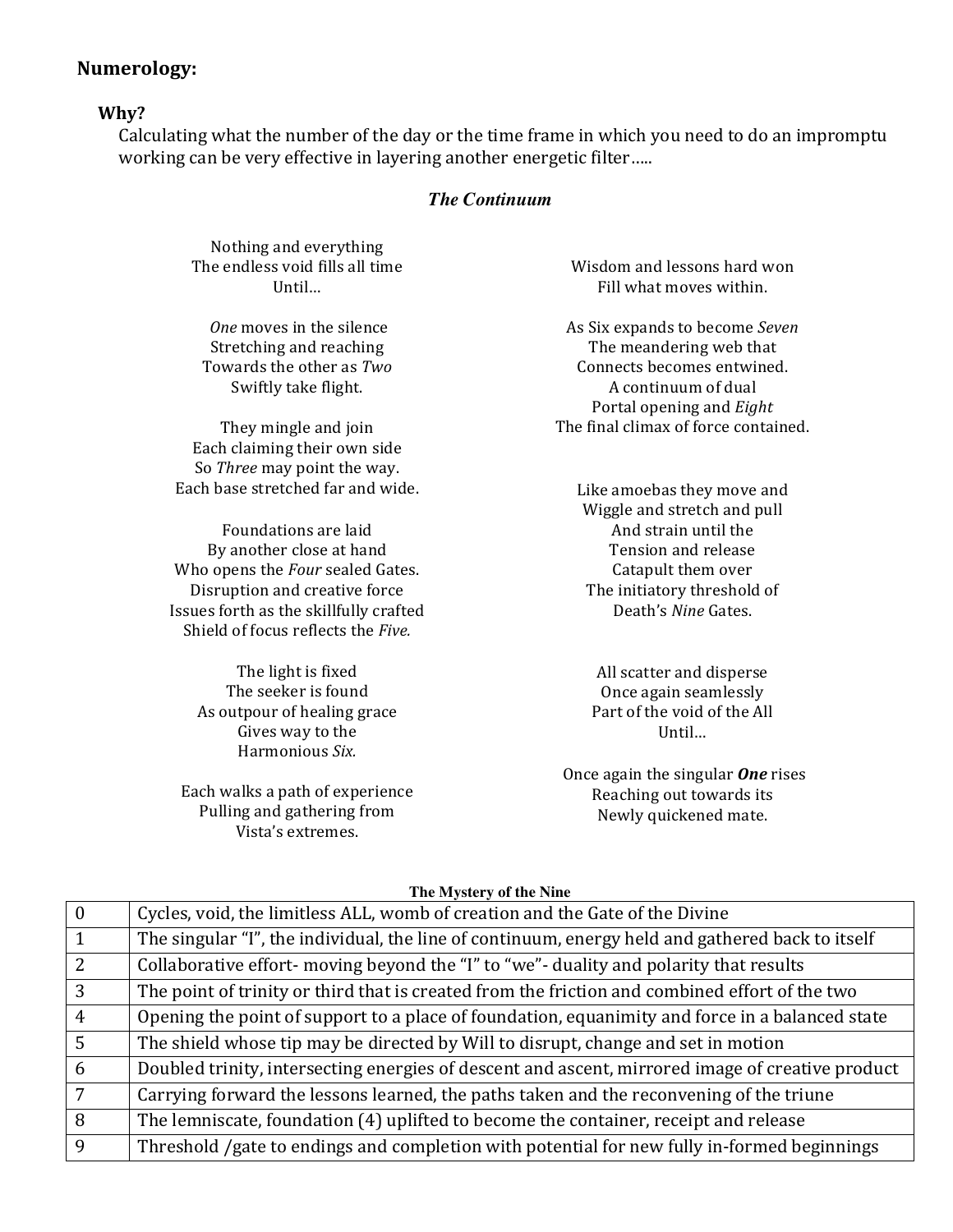## Numerology:

### Why?

Calculating what the number of the day or the time frame in which you need to do an impromptu working can be very effective in layering another energetic filter…..

### *The Continuum*

Nothing and everything
The endless void fills all time
Until…

*One* moves in the silence
Stretching and reaching
Towards the other as *Two*
Swiftly take flight.

They mingle and join
Each claiming their own side
So *Three* may point the way.
Each base stretched far and wide.

Foundations are laid
By another close at hand
Who opens the *Four* sealed Gates.
Disruption and creative force
Issues forth as the skillfully crafted
Shield of focus reflects the *Five.*

The light is fixed
The seeker is found
As outpour of healing grace
Gives way to the
Harmonious *Six.*

Each walks a path of experience
Pulling and gathering from
Vista's extremes.

Wisdom and lessons hard won
Fill what moves within.

As Six expands to become *Seven*
The meandering web that
Connects becomes entwined.
A continuum of dual
Portal opening and *Eight*
The final climax of force contained.

Like amoebas they move and
Wiggle and stretch and pull
And strain until the
Tension and release
Catapult them over
The initiatory threshold of
Death's *Nine* Gates.

All scatter and disperse
Once again seamlessly
Part of the void of the All
Until…

Once again the singular ***One*** rises
Reaching out towards its
Newly quickened mate.

**The Mystery of the Nine**

| | |
|---|---|
| 0 | Cycles, void, the limitless ALL, womb of creation and the Gate of the Divine |
| 1 | The singular "I", the individual, the line of continuum, energy held and gathered back to itself |
| 2 | Collaborative effort- moving beyond the "I" to "we"- duality and polarity that results |
| 3 | The point of trinity or third that is created from the friction and combined effort of the two |
| 4 | Opening the point of support to a place of foundation, equanimity and force in a balanced state |
| 5 | The shield whose tip may be directed by Will to disrupt, change and set in motion |
| 6 | Doubled trinity, intersecting energies of descent and ascent, mirrored image of creative product |
| 7 | Carrying forward the lessons learned, the paths taken and the reconvening of the triune |
| 8 | The lemniscate, foundation (4) uplifted to become the container, receipt and release |
| 9 | Threshold /gate to endings and completion with potential for new fully in-formed beginnings |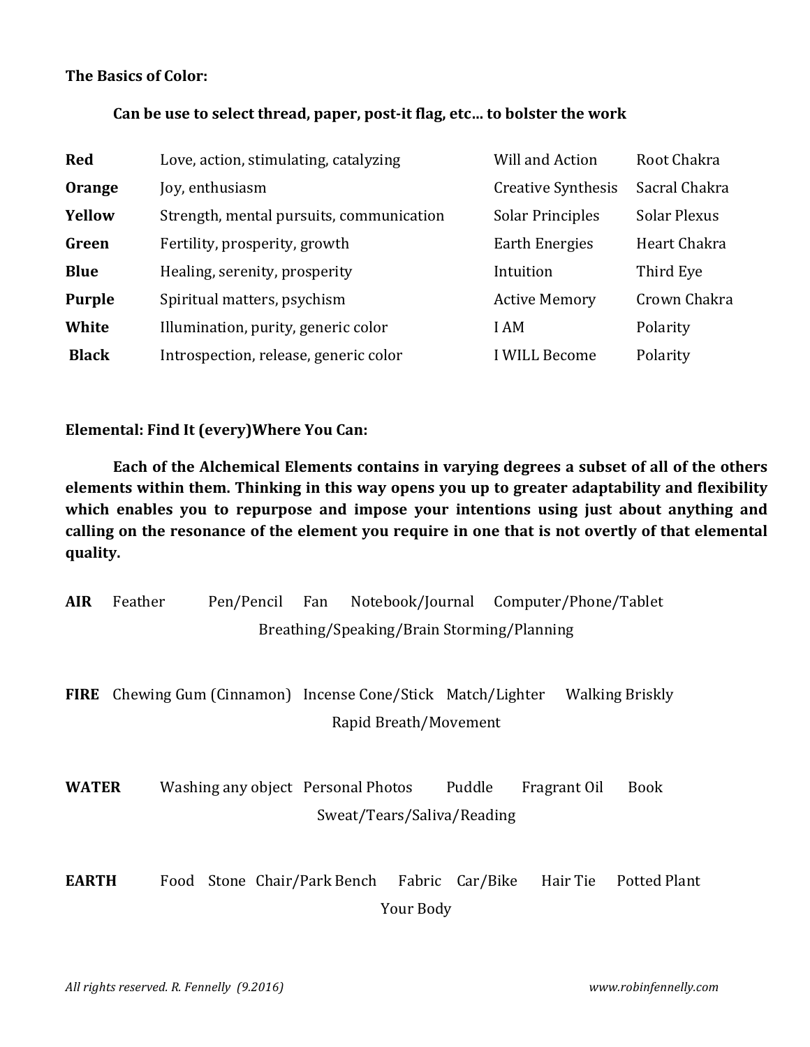**The Basics of Color:**

**Can be use to select thread, paper, post-it flag, etc… to bolster the work**

| | | | |
|---|---|---|---|
| **Red** | Love, action, stimulating, catalyzing | Will and Action | Root Chakra |
| **Orange** | Joy, enthusiasm | Creative Synthesis | Sacral Chakra |
| **Yellow** | Strength, mental pursuits, communication | Solar Principles | Solar Plexus |
| **Green** | Fertility, prosperity, growth | Earth Energies | Heart Chakra |
| **Blue** | Healing, serenity, prosperity | Intuition | Third Eye |
| **Purple** | Spiritual matters, psychism | Active Memory | Crown Chakra |
| **White** | Illumination, purity, generic color | I AM | Polarity |
| **Black** | Introspection, release, generic color | I WILL Become | Polarity |

**Elemental: Find It (every)Where You Can:**

**Each of the Alchemical Elements contains in varying degrees a subset of all of the others elements within them. Thinking in this way opens you up to greater adaptability and flexibility which enables you to repurpose and impose your intentions using just about anything and calling on the resonance of the element you require in one that is not overtly of that elemental quality.**

**AIR** Feather Pen/Pencil Fan Notebook/Journal Computer/Phone/Tablet
Breathing/Speaking/Brain Storming/Planning

**FIRE** Chewing Gum (Cinnamon) Incense Cone/Stick Match/Lighter Walking Briskly
Rapid Breath/Movement

**WATER** Washing any object Personal Photos Puddle Fragrant Oil Book
Sweat/Tears/Saliva/Reading

**EARTH** Food Stone Chair/Park Bench Fabric Car/Bike Hair Tie Potted Plant
Your Body

*All rights reserved. R. Fennelly (9.2016)* *www.robinfennelly.com*